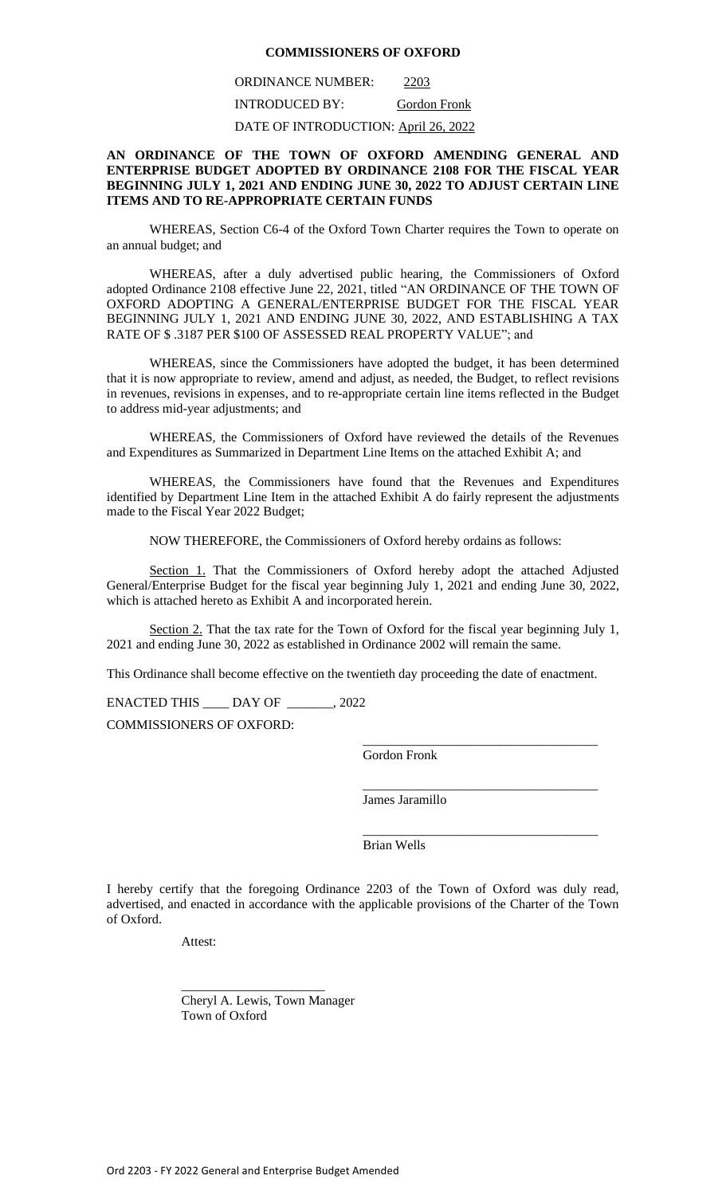**COMMISSIONERS OF OXFORD**

ORDINANCE NUMBER: 2203

INTRODUCED BY: Gordon Fronk

DATE OF INTRODUCTION: April 26, 2022

**AN ORDINANCE OF THE TOWN OF OXFORD AMENDING GENERAL AND ENTERPRISE BUDGET ADOPTED BY ORDINANCE 2108 FOR THE FISCAL YEAR BEGINNING JULY 1, 2021 AND ENDING JUNE 30, 2022 TO ADJUST CERTAIN LINE ITEMS AND TO RE-APPROPRIATE CERTAIN FUNDS**

WHEREAS, Section C6-4 of the Oxford Town Charter requires the Town to operate on an annual budget; and

WHEREAS, after a duly advertised public hearing, the Commissioners of Oxford adopted Ordinance 2108 effective June 22, 2021, titled "AN ORDINANCE OF THE TOWN OF OXFORD ADOPTING A GENERAL/ENTERPRISE BUDGET FOR THE FISCAL YEAR BEGINNING JULY 1, 2021 AND ENDING JUNE 30, 2022, AND ESTABLISHING A TAX RATE OF $ .3187 PER $100 OF ASSESSED REAL PROPERTY VALUE"; and

WHEREAS, since the Commissioners have adopted the budget, it has been determined that it is now appropriate to review, amend and adjust, as needed, the Budget, to reflect revisions in revenues, revisions in expenses, and to re-appropriate certain line items reflected in the Budget to address mid-year adjustments; and

WHEREAS, the Commissioners of Oxford have reviewed the details of the Revenues and Expenditures as Summarized in Department Line Items on the attached Exhibit A; and

WHEREAS, the Commissioners have found that the Revenues and Expenditures identified by Department Line Item in the attached Exhibit A do fairly represent the adjustments made to the Fiscal Year 2022 Budget;

NOW THEREFORE, the Commissioners of Oxford hereby ordains as follows:

Section 1. That the Commissioners of Oxford hereby adopt the attached Adjusted General/Enterprise Budget for the fiscal year beginning July 1, 2021 and ending June 30, 2022, which is attached hereto as Exhibit A and incorporated herein.

Section 2. That the tax rate for the Town of Oxford for the fiscal year beginning July 1, 2021 and ending June 30, 2022 as established in Ordinance 2002 will remain the same.

This Ordinance shall become effective on the twentieth day proceeding the date of enactment.

ENACTED THIS ____ DAY OF _______, 2022

COMMISSIONERS OF OXFORD:

____________________________________
Gordon Fronk

____________________________________
James Jaramillo

____________________________________
Brian Wells

I hereby certify that the foregoing Ordinance 2203 of the Town of Oxford was duly read, advertised, and enacted in accordance with the applicable provisions of the Charter of the Town of Oxford.

Attest:

______________________
Cheryl A. Lewis, Town Manager
Town of Oxford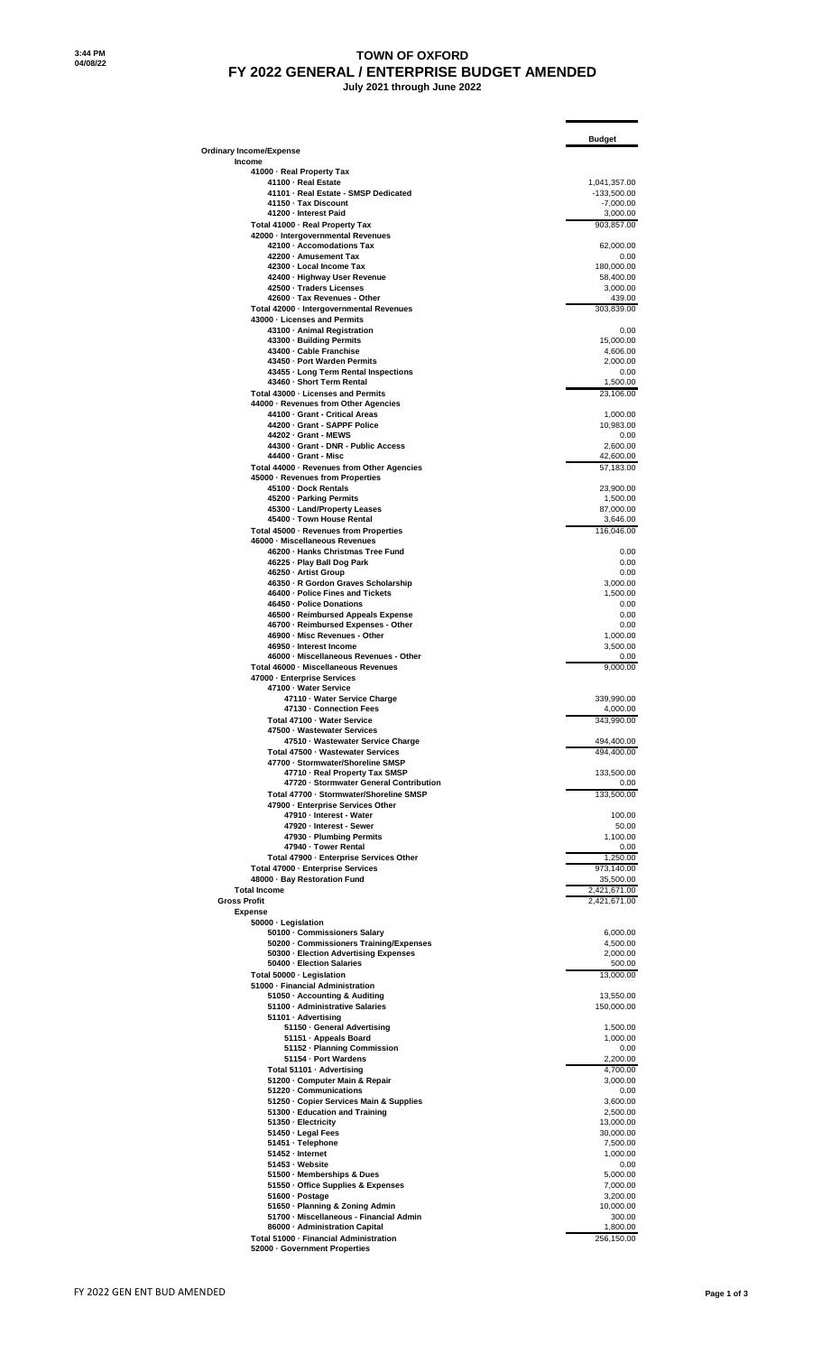# TOWN OF OXFORD

## FY 2022 GENERAL / ENTERPRISE BUDGET AMENDED

**July 2021 through June 2022**

3:44 PM
04/08/22

| | Budget |
|---|---|
| **Ordinary Income/Expense** | |
| **Income** | |
| 41000 · Real Property Tax | |
| 41100 · Real Estate | 1,041,357.00 |
| 41101 · Real Estate - SMSP Dedicated | -133,500.00 |
| 41150 · Tax Discount | -7,000.00 |
| 41200 · Interest Paid | 3,000.00 |
| Total 41000 · Real Property Tax | 903,857.00 |
| 42000 · Intergovernmental Revenues | |
| 42100 · Accomodations Tax | 62,000.00 |
| 42200 · Amusement Tax | 0.00 |
| 42300 · Local Income Tax | 180,000.00 |
| 42400 · Highway User Revenue | 58,400.00 |
| 42500 · Traders Licenses | 3,000.00 |
| 42600 · Tax Revenues - Other | 439.00 |
| Total 42000 · Intergovernmental Revenues | 303,839.00 |
| 43000 · Licenses and Permits | |
| 43100 · Animal Registration | 0.00 |
| 43300 · Building Permits | 15,000.00 |
| 43400 · Cable Franchise | 4,606.00 |
| 43450 · Port Warden Permits | 2,000.00 |
| 43455 · Long Term Rental Inspections | 0.00 |
| 43460 · Short Term Rental | 1,500.00 |
| Total 43000 · Licenses and Permits | 23,106.00 |
| 44000 · Revenues from Other Agencies | |
| 44100 · Grant - Critical Areas | 1,000.00 |
| 44200 · Grant - SAPPF Police | 10,983.00 |
| 44202 · Grant - MEWS | 0.00 |
| 44300 · Grant - DNR - Public Access | 2,600.00 |
| 44400 · Grant - Misc | 42,600.00 |
| Total 44000 · Revenues from Other Agencies | 57,183.00 |
| 45000 · Revenues from Properties | |
| 45100 · Dock Rentals | 23,900.00 |
| 45200 · Parking Permits | 1,500.00 |
| 45300 · Land/Property Leases | 87,000.00 |
| 45400 · Town House Rental | 3,646.00 |
| Total 45000 · Revenues from Properties | 116,046.00 |
| 46000 · Miscellaneous Revenues | |
| 46200 · Hanks Christmas Tree Fund | 0.00 |
| 46225 · Play Ball Dog Park | 0.00 |
| 46250 · Artist Group | 0.00 |
| 46350 · R Gordon Graves Scholarship | 3,000.00 |
| 46400 · Police Fines and Tickets | 1,500.00 |
| 46450 · Police Donations | 0.00 |
| 46500 · Reimbursed Appeals Expense | 0.00 |
| 46700 · Reimbursed Expenses - Other | 0.00 |
| 46900 · Misc Revenues - Other | 1,000.00 |
| 46950 · Interest Income | 3,500.00 |
| 46000 · Miscellaneous Revenues - Other | 0.00 |
| Total 46000 · Miscellaneous Revenues | 9,000.00 |
| 47000 · Enterprise Services | |
| 47100 · Water Service | |
| 47110 · Water Service Charge | 339,990.00 |
| 47130 · Connection Fees | 4,000.00 |
| Total 47100 · Water Service | 343,990.00 |
| 47500 · Wastewater Services | |
| 47510 · Wastewater Service Charge | 494,400.00 |
| Total 47500 · Wastewater Services | 494,400.00 |
| 47700 · Stormwater/Shoreline SMSP | |
| 47710 · Real Property Tax SMSP | 133,500.00 |
| 47720 · Stormwater General Contribution | 0.00 |
| Total 47700 · Stormwater/Shoreline SMSP | 133,500.00 |
| 47900 · Enterprise Services Other | |
| 47910 · Interest - Water | 100.00 |
| 47920 · Interest - Sewer | 50.00 |
| 47930 · Plumbing Permits | 1,100.00 |
| 47940 · Tower Rental | 0.00 |
| Total 47900 · Enterprise Services Other | 1,250.00 |
| Total 47000 · Enterprise Services | 973,140.00 |
| 48000 · Bay Restoration Fund | 35,500.00 |
| **Total Income** | 2,421,671.00 |
| **Gross Profit** | 2,421,671.00 |
| **Expense** | |
| 50000 · Legislation | |
| 50100 · Commissioners Salary | 6,000.00 |
| 50200 · Commissioners Training/Expenses | 4,500.00 |
| 50300 · Election Advertising Expenses | 2,000.00 |
| 50400 · Election Salaries | 500.00 |
| Total 50000 · Legislation | 13,000.00 |
| 51000 · Financial Administration | |
| 51050 · Accounting & Auditing | 13,550.00 |
| 51100 · Administrative Salaries | 150,000.00 |
| 51101 · Advertising | |
| 51150 · General Advertising | 1,500.00 |
| 51151 · Appeals Board | 1,000.00 |
| 51152 · Planning Commission | 0.00 |
| 51154 · Port Wardens | 2,200.00 |
| Total 51101 · Advertising | 4,700.00 |
| 51200 · Computer Main & Repair | 3,000.00 |
| 51220 · Communications | 0.00 |
| 51250 · Copier Services Main & Supplies | 3,600.00 |
| 51300 · Education and Training | 2,500.00 |
| 51350 · Electricity | 13,000.00 |
| 51450 · Legal Fees | 30,000.00 |
| 51451 · Telephone | 7,500.00 |
| 51452 · Internet | 1,000.00 |
| 51453 · Website | 0.00 |
| 51500 · Memberships & Dues | 5,000.00 |
| 51550 · Office Supplies & Expenses | 7,000.00 |
| 51600 · Postage | 3,200.00 |
| 51650 · Planning & Zoning Admin | 10,000.00 |
| 51700 · Miscellaneous - Financial Admin | 300.00 |
| 86000 · Administration Capital | 1,800.00 |
| Total 51000 · Financial Administration | 256,150.00 |
| 52000 · Government Properties | |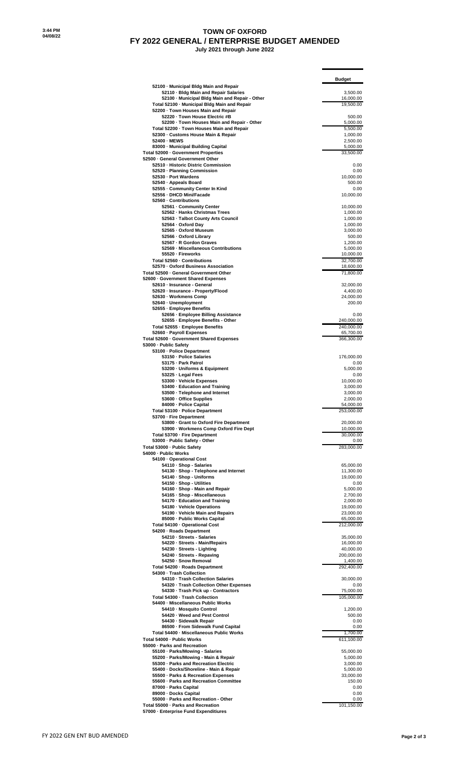# TOWN OF OXFORD

## FY 2022 GENERAL / ENTERPRISE BUDGET AMENDED

**July 2021 through June 2022**

| | Budget |
|---|---|
| 52100 · Municipal Bldg Main and Repair | |
| 52110 · Bldg Main and Repair Salaries | 3,500.00 |
| 52100 · Municipal Bldg Main and Repair - Other | 16,000.00 |
| Total 52100 · Municipal Bldg Main and Repair | 19,500.00 |
| 52200 · Town Houses Main and Repair | |
| 52220 · Town House Electric #B | 500.00 |
| 52200 · Town Houses Main and Repair - Other | 5,000.00 |
| Total 52200 · Town Houses Main and Repair | 5,500.00 |
| 52300 · Customs House Main & Repair | 1,000.00 |
| 52400 · MEWS | 2,500.00 |
| 83000 · Municipal Building Capital | 5,000.00 |
| Total 52000 · Government Properties | 33,500.00 |
| 52500 · General Government Other | |
| 52510 · Historic Distric Commission | 0.00 |
| 52520 · Planning Commission | 0.00 |
| 52530 · Port Wardens | 10,000.00 |
| 52540 · Appeals Board | 500.00 |
| 52555 · Community Center In Kind | 0.00 |
| 52556 · DHCD Mini/Facade | 10,000.00 |
| 52560 · Contributions | |
| 52561 · Community Center | 10,000.00 |
| 52562 · Hanks Christmas Trees | 1,000.00 |
| 52563 · Talbot County Arts Council | 1,000.00 |
| 52564 · Oxford Day | 1,000.00 |
| 52565 · Oxford Museum | 3,000.00 |
| 52566 · Oxford Library | 500.00 |
| 52567 · R Gordon Graves | 1,200.00 |
| 52569 · Miscellaneous Contributions | 5,000.00 |
| 55520 · Fireworks | 10,000.00 |
| Total 52560 · Contributions | 32,700.00 |
| 52570 · Oxford Business Association | 18,600.00 |
| Total 52500 · General Government Other | 71,800.00 |
| 52600 · Government Shared Expenses | |
| 52610 · Insurance - General | 32,000.00 |
| 52620 · Insurance - Property/Flood | 4,400.00 |
| 52630 · Workmens Comp | 24,000.00 |
| 52640 · Unemployment | 200.00 |
| 52655 · Employee Benefits | |
| 52656 · Employee Billing Assistance | 0.00 |
| 52655 · Employee Benefits - Other | 240,000.00 |
| Total 52655 · Employee Benefits | 240,000.00 |
| 52660 · Payroll Expenses | 65,700.00 |
| Total 52600 · Government Shared Expenses | 366,300.00 |
| 53000 · Public Safety | |
| 53100 · Police Department | |
| 53150 · Police Salaries | 176,000.00 |
| 53175 · Park Patrol | 0.00 |
| 53200 · Uniforms & Equipment | 5,000.00 |
| 53225 · Legal Fees | 0.00 |
| 53300 · Vehicle Expenses | 10,000.00 |
| 53400 · Education and Training | 3,000.00 |
| 53500 · Telephone and Internet | 3,000.00 |
| 53600 · Office Supplies | 2,000.00 |
| 84000 · Police Capital | 54,000.00 |
| Total 53100 · Police Department | 253,000.00 |
| 53700 · Fire Department | |
| 53800 · Grant to Oxford Fire Department | 20,000.00 |
| 53900 · Workmens Comp Oxford Fire Dept | 10,000.00 |
| Total 53700 · Fire Department | 30,000.00 |
| 53000 · Public Safety - Other | 0.00 |
| Total 53000 · Public Safety | 283,000.00 |
| 54000 · Public Works | |
| 54100 · Operational Cost | |
| 54110 · Shop - Salaries | 65,000.00 |
| 54130 · Shop - Telephone and Internet | 11,300.00 |
| 54140 · Shop - Uniforms | 19,000.00 |
| 54150 · Shop - Utilities | 0.00 |
| 54160 · Shop - Main and Repair | 5,000.00 |
| 54165 · Shop - Miscellaneous | 2,700.00 |
| 54170 · Education and Training | 2,000.00 |
| 54180 · Vehicle Operations | 19,000.00 |
| 54190 · Vehicle Main and Repairs | 23,000.00 |
| 85000 · Public Works Capital | 65,000.00 |
| Total 54100 · Operational Cost | 212,000.00 |
| 54200 · Roads Department | |
| 54210 · Streets - Salaries | 35,000.00 |
| 54220 · Streets - Main/Repairs | 16,000.00 |
| 54230 · Streets - Lighting | 40,000.00 |
| 54240 · Streets - Repaving | 200,000.00 |
| 54250 · Snow Removal | 1,400.00 |
| Total 54200 · Roads Department | 292,400.00 |
| 54300 · Trash Collection | |
| 54310 · Trash Collection Salaries | 30,000.00 |
| 54320 · Trash Collection Other Expenses | 0.00 |
| 54330 · Trash Pick up - Contractors | 75,000.00 |
| Total 54300 · Trash Collection | 105,000.00 |
| 54400 · Miscellaneous Public Works | |
| 54410 · Mosquito Control | 1,200.00 |
| 54420 · Weed and Pest Control | 500.00 |
| 54430 · Sidewalk Repair | 0.00 |
| 86500 · From Sidewalk Fund Capital | 0.00 |
| Total 54400 · Miscellaneous Public Works | 1,700.00 |
| Total 54000 · Public Works | 611,100.00 |
| 55000 · Parks and Recreation | |
| 55100 · Parks/Mowing - Salaries | 55,000.00 |
| 55200 · Parks/Mowing - Main & Repair | 5,000.00 |
| 55300 · Parks and Recreation Electric | 3,000.00 |
| 55400 · Docks/Shoreline - Main & Repair | 5,000.00 |
| 55500 · Parks & Recreation Expenses | 33,000.00 |
| 55600 · Parks and Recreation Committee | 150.00 |
| 87000 · Parks Capital | 0.00 |
| 89000 · Docks Capital | 0.00 |
| 55000 · Parks and Recreation - Other | 0.00 |
| Total 55000 · Parks and Recreation | 101,150.00 |
| 57000 · Enterprise Fund Expenditiures | |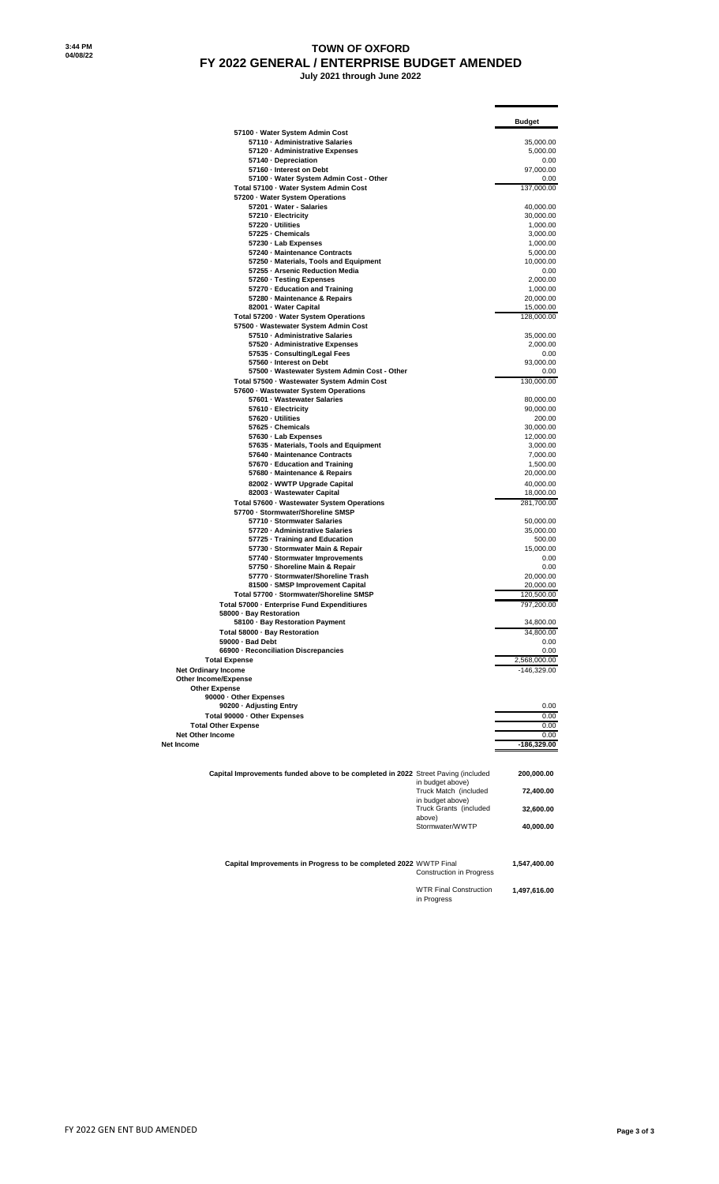# TOWN OF OXFORD

## FY 2022 GENERAL / ENTERPRISE BUDGET AMENDED

**July 2021 through June 2022**

| | Budget |
|---|---|
| **57100 · Water System Admin Cost** | |
| 57110 · Administrative Salaries | 35,000.00 |
| 57120 · Administrative Expenses | 5,000.00 |
| 57140 · Depreciation | 0.00 |
| 57160 · Interest on Debt | 97,000.00 |
| 57100 · Water System Admin Cost - Other | 0.00 |
| **Total 57100 · Water System Admin Cost** | 137,000.00 |
| **57200 · Water System Operations** | |
| 57201 · Water - Salaries | 40,000.00 |
| 57210 · Electricity | 30,000.00 |
| 57220 · Utilities | 1,000.00 |
| 57225 · Chemicals | 3,000.00 |
| 57230 · Lab Expenses | 1,000.00 |
| 57240 · Maintenance Contracts | 5,000.00 |
| 57250 · Materials, Tools and Equipment | 10,000.00 |
| 57255 · Arsenic Reduction Media | 0.00 |
| 57260 · Testing Expenses | 2,000.00 |
| 57270 · Education and Training | 1,000.00 |
| 57280 · Maintenance & Repairs | 20,000.00 |
| 82001 · Water Capital | 15,000.00 |
| **Total 57200 · Water System Operations** | 128,000.00 |
| **57500 · Wastewater System Admin Cost** | |
| 57510 · Administrative Salaries | 35,000.00 |
| 57520 · Administrative Expenses | 2,000.00 |
| 57535 · Consulting/Legal Fees | 0.00 |
| 57560 · Interest on Debt | 93,000.00 |
| 57500 · Wastewater System Admin Cost - Other | 0.00 |
| **Total 57500 · Wastewater System Admin Cost** | 130,000.00 |
| **57600 · Wastewater System Operations** | |
| 57601 · Wastewater Salaries | 80,000.00 |
| 57610 · Electricity | 90,000.00 |
| 57620 · Utilities | 200.00 |
| 57625 · Chemicals | 30,000.00 |
| 57630 · Lab Expenses | 12,000.00 |
| 57635 · Materials, Tools and Equipment | 3,000.00 |
| 57640 · Maintenance Contracts | 7,000.00 |
| 57670 · Education and Training | 1,500.00 |
| 57680 · Maintenance & Repairs | 20,000.00 |
| 82002 · WWTP Upgrade Capital | 40,000.00 |
| 82003 · Wastewater Capital | 18,000.00 |
| **Total 57600 · Wastewater System Operations** | 281,700.00 |
| **57700 · Stormwater/Shoreline SMSP** | |
| 57710 · Stormwater Salaries | 50,000.00 |
| 57720 · Administrative Salaries | 35,000.00 |
| 57725 · Training and Education | 500.00 |
| 57730 · Stormwater Main & Repair | 15,000.00 |
| 57740 · Stormwater Improvements | 0.00 |
| 57750 · Shoreline Main & Repair | 0.00 |
| 57770 · Stormwater/Shoreline Trash | 20,000.00 |
| 81500 · SMSP Improvement Capital | 20,000.00 |
| **Total 57700 · Stormwater/Shoreline SMSP** | 120,500.00 |
| **Total 57000 · Enterprise Fund Expenditiures** | 797,200.00 |
| **58000 · Bay Restoration** | |
| 58100 · Bay Restoration Payment | 34,800.00 |
| **Total 58000 · Bay Restoration** | 34,800.00 |
| 59000 · Bad Debt | 0.00 |
| 66900 · Reconciliation Discrepancies | 0.00 |
| **Total Expense** | 2,568,000.00 |
| **Net Ordinary Income** | -146,329.00 |
| **Other Income/Expense** | |
| **Other Expense** | |
| **90000 · Other Expenses** | |
| 90200 · Adjusting Entry | 0.00 |
| **Total 90000 · Other Expenses** | 0.00 |
| **Total Other Expense** | 0.00 |
| **Net Other Income** | 0.00 |
| **Net Income** | **-186,329.00** |

| | | |
|---|---|---|
| **Capital Improvements funded above to be completed in 2022** | Street Paving (included in budget above) | **200,000.00** |
| | Truck Match (included in budget above) | **72,400.00** |
| | Truck Grants (included above) | **32,600.00** |
| | Stormwater/WWTP | **40,000.00** |

| | | |
|---|---|---|
| **Capital Improvements in Progress to be completed 2022** | WWTP Final Construction in Progress | **1,547,400.00** |
| | WTR Final Construction in Progress | **1,497,616.00** |